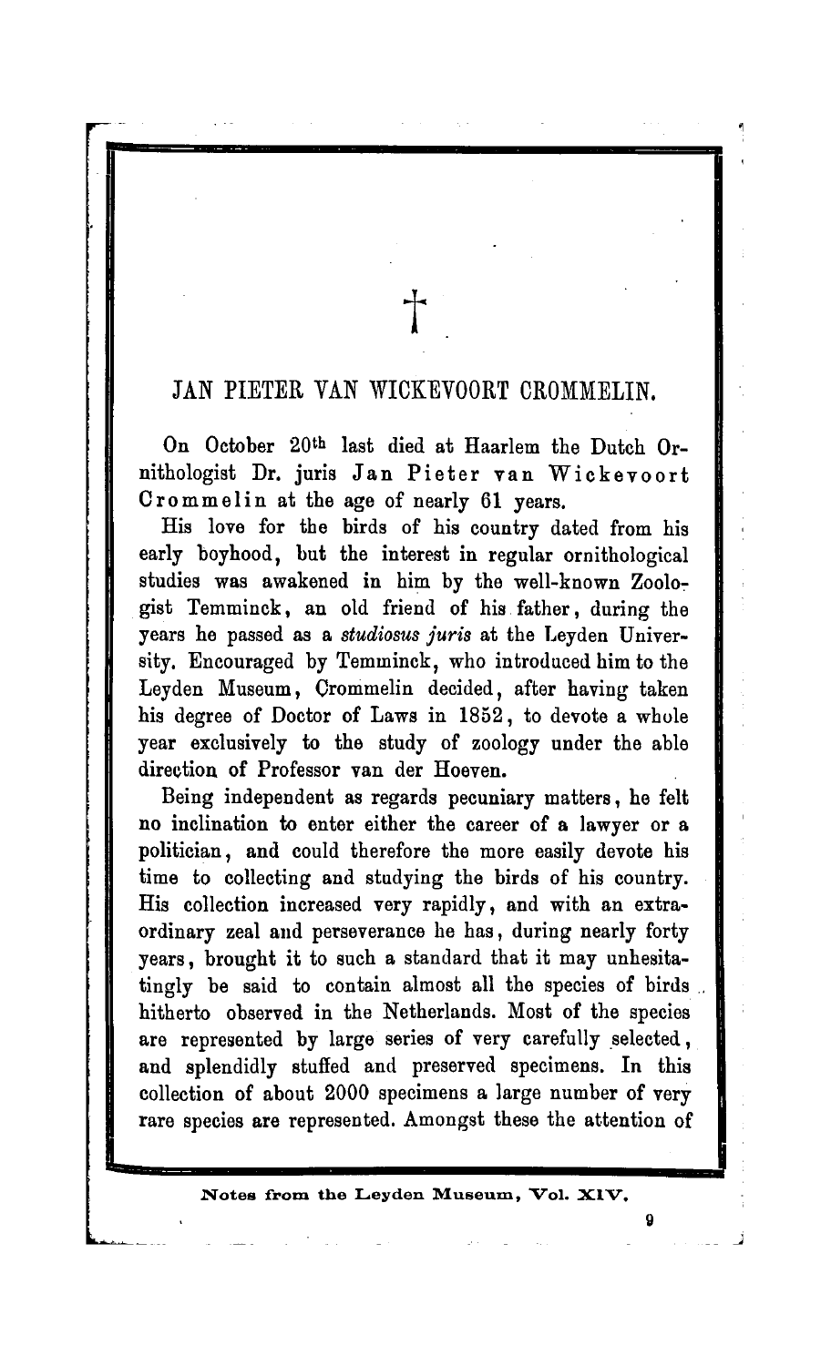†

# JAN PIETER VAN WICKEVOORT CROMMELIN.

On October 20th last died at Haarlem the Dutch Ornithologist Dr. juris Jan Pieter van Wickevoort Crommelin at the age of nearly 61 years.

His love for the birds of his country dated from his early boyhood, but the interest in regular ornithological studies was awakened in him by the well-known Zoologist Temminck, an old friend of his father, during the years he passed as a *studiosus juris* at the Leyden University. Encouraged by Temminck, who introduced him to the Leyden Museum, Crommelin decided, after having taken his degree of Doctor of Laws in 1852, to devote a whole year exclusively to the study of zoology under the able direction of Professor van der Hoeven.

Being independent as regards pecuniary matters, he felt no inclination to enter either the career of a lawyer or a politician, and could therefore the more easily devote his time to collecting and studying the birds of his country. His collection increased very rapidly, and with an extraordinary zeal and perseverance he has, during nearly forty years, brought it to such a standard that it may unhesitatingly be said to contain almost all the species of birds hitherto observed in the Netherlands. Most of the species are represented by large series of very carefully selected, and splendidly stuffed and preserved specimens. In this collection of about 2000 specimens a large number of very rare species are represented. Amongst these the attention of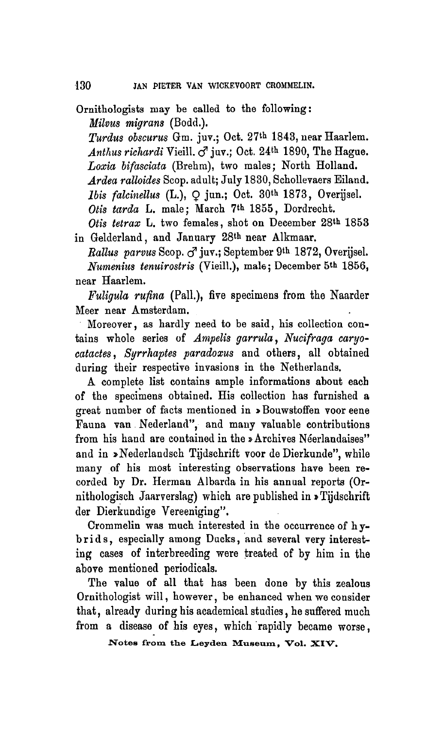Ornithologists may be called to the following:

*Milvus migrans* (Bodd.).

*Turdus obscurus* Gm. juv.; Oct. 27th 1843, near Haarlem.

*Anthus richardi* Vieill. ♂ juv.; Oct. 24th 1890, The Hague.

*Loxia bifasciata* (Brehm), two males; North Holland.

*Ardea ralloides* Scop. adult; July 1830, Schollevaers Eiland.

*Ibis falcinellus* (L.), ♀ jun.; Oct. 30th 1873, Overijsel.

*Otis tarda* L. male; March 7th 1855, Dordrecht.

*Otis tetrax* L. two females, shot on December 28th 1853 in Gelderland, and January 28th near Alkmaar.

*Rallus parvus* Scop. ♂ juv.; September 9th 1872, Overijsel.

*Numenius tenuirostris* (Vieill.), male; December 5th 1856, near Haarlem.

*Fuligula rufina* (Pall.), five specimens from the Naarder Meer near Amsterdam.

Moreover, as hardly need to be said, his collection contains whole series of *Ampelis garrula*, *Nucifraga caryocatactes*, *Syrrhaptes paradoxus* and others, all obtained during their respective invasions in the Netherlands.

A complete list contains ample informations about each of the specimens obtained. His collection has furnished a great number of facts mentioned in »Bouwstoffen voor eene Fauna van Nederland", and many valuable contributions from his hand are contained in the »Archives Néerlandaises" and in »Nederlandsch Tijdschrift voor de Dierkunde", while many of his most interesting observations have been recorded by Dr. Herman Albarda in his annual reports (Ornithologisch Jaarverslag) which are published in »Tijdschrift der Dierkundige Vereeniging".

Crommelin was much interested in the occurrence of hybrids, especially among Ducks, and several very interesting cases of interbreeding were treated of by him in the above mentioned periodicals.

The value of all that has been done by this zealous Ornithologist will, however, be enhanced when we consider that, already during his academical studies, he suffered much from a disease of his eyes, which rapidly became worse,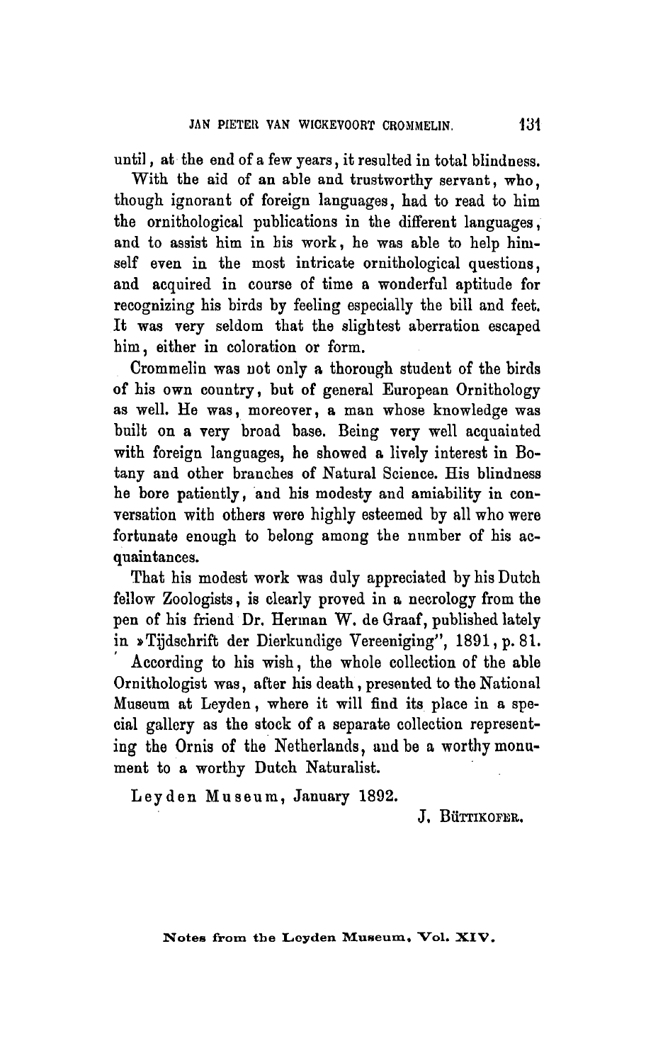until, at the end of a few years, it resulted in total blindness.

With the aid of an able and trustworthy servant, who, though ignorant of foreign languages, had to read to him the ornithological publications in the different languages, and to assist him in his work, he was able to help himself even in the most intricate ornithological questions, and acquired in course of time a wonderful aptitude for recognizing his birds by feeling especially the bill and feet. It was very seldom that the slightest aberration escaped him, either in coloration or form.

Crommelin was not only a thorough student of the birds of his own country, but of general European Ornithology as well. He was, moreover, a man whose knowledge was built on a very broad base. Being very well acquainted with foreign languages, he showed a lively interest in Botany and other branches of Natural Science. His blindness he bore patiently, and his modesty and amiability in conversation with others were highly esteemed by all who were fortunate enough to belong among the number of his acquaintances.

That his modest work was duly appreciated by his Dutch fellow Zoologists, is clearly proved in a necrology from the pen of his friend Dr. Herman W. de Graaf, published lately in »Tijdschrift der Dierkundige Vereeniging", 1891, p. 81.

According to his wish, the whole collection of the able Ornithologist was, after his death, presented to the National Museum at Leyden, where it will find its place in a special gallery as the stock of a separate collection representing the Ornis of the Netherlands, and be a worthy monument to a worthy Dutch Naturalist.

Leyden Museum, January 1892.

J. BÜTTIKOFER.